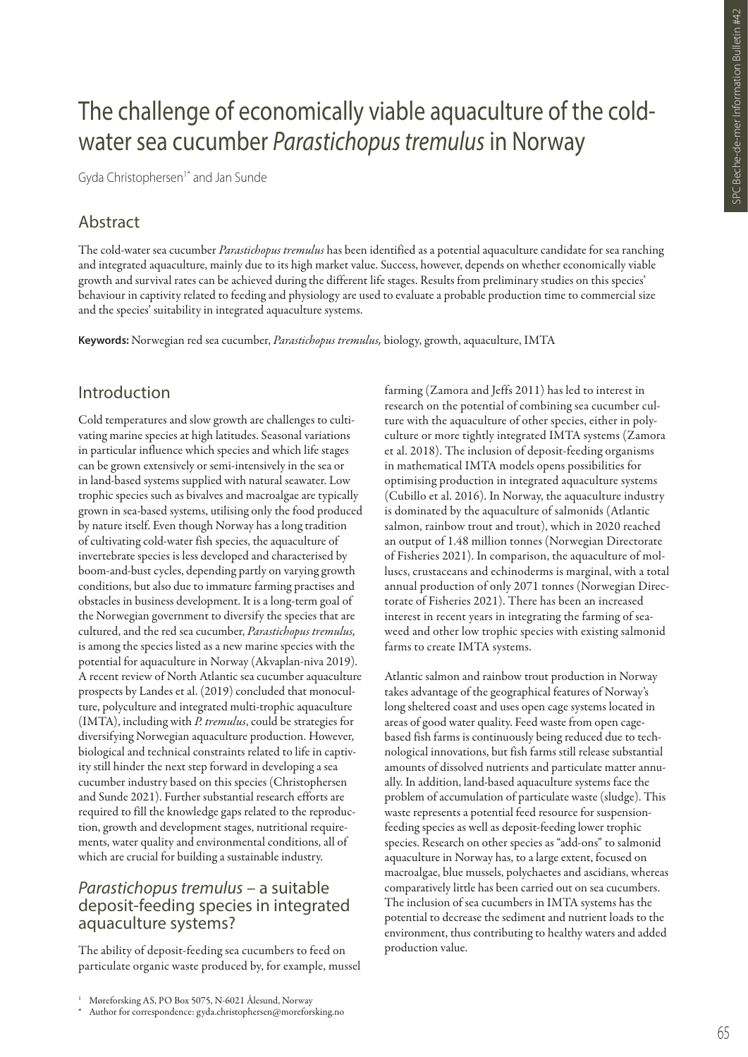// Exact OCR draft...
# The challenge of economically viable aquaculture of the cold-water sea cucumber *Parastichopus tremulus* in Norway

Gyda Christophersen[1*] and Jan Sunde

## Abstract

The cold-water sea cucumber *Parastichopus tremulus* has been identified as a potential aquaculture candidate for sea ranching and integrated aquaculture, mainly due to its high market value. Success, however, depends on whether economically viable growth and survival rates can be achieved during the different life stages. Results from preliminary studies on this species' behaviour in captivity related to feeding and physiology are used to evaluate a probable production time to commercial size and the species' suitability in integrated aquaculture systems.

**Keywords:** Norwegian red sea cucumber, *Parastichopus tremulus,* biology, growth, aquaculture, IMTA

## Introduction

Cold temperatures and slow growth are challenges to cultivating marine species at high latitudes. Seasonal variations in particular influence which species and which life stages can be grown extensively or semi-intensively in the sea or in land-based systems supplied with natural seawater. Low trophic species such as bivalves and macroalgae are typically grown in sea-based systems, utilising only the food produced by nature itself. Even though Norway has a long tradition of cultivating cold-water fish species, the aquaculture of invertebrate species is less developed and characterised by boom-and-bust cycles, depending partly on varying growth conditions, but also due to immature farming practises and obstacles in business development. It is a long-term goal of the Norwegian government to diversify the species that are cultured, and the red sea cucumber, *Parastichopus tremulus,* is among the species listed as a new marine species with the potential for aquaculture in Norway (Akvaplan-niva 2019). A recent review of North Atlantic sea cucumber aquaculture prospects by Landes et al. (2019) concluded that monoculture, polyculture and integrated multi-trophic aquaculture (IMTA), including with *P. tremulus*, could be strategies for diversifying Norwegian aquaculture production. However, biological and technical constraints related to life in captivity still hinder the next step forward in developing a sea cucumber industry based on this species (Christophersen and Sunde 2021). Further substantial research efforts are required to fill the knowledge gaps related to the reproduction, growth and development stages, nutritional requirements, water quality and environmental conditions, all of which are crucial for building a sustainable industry.

## *Parastichopus tremulus* – a suitable deposit-feeding species in integrated aquaculture systems?

The ability of deposit-feeding sea cucumbers to feed on particulate organic waste produced by, for example, mussel farming (Zamora and Jeffs 2011) has led to interest in research on the potential of combining sea cucumber culture with the aquaculture of other species, either in polyculture or more tightly integrated IMTA systems (Zamora et al. 2018). The inclusion of deposit-feeding organisms in mathematical IMTA models opens possibilities for optimising production in integrated aquaculture systems (Cubillo et al. 2016). In Norway, the aquaculture industry is dominated by the aquaculture of salmonids (Atlantic salmon, rainbow trout and trout), which in 2020 reached an output of 1.48 million tonnes (Norwegian Directorate of Fisheries 2021). In comparison, the aquaculture of molluscs, crustaceans and echinoderms is marginal, with a total annual production of only 2071 tonnes (Norwegian Directorate of Fisheries 2021). There has been an increased interest in recent years in integrating the farming of seaweed and other low trophic species with existing salmonid farms to create IMTA systems.

Atlantic salmon and rainbow trout production in Norway takes advantage of the geographical features of Norway's long sheltered coast and uses open cage systems located in areas of good water quality. Feed waste from open cage-based fish farms is continuously being reduced due to technological innovations, but fish farms still release substantial amounts of dissolved nutrients and particulate matter annually. In addition, land-based aquaculture systems face the problem of accumulation of particulate waste (sludge). This waste represents a potential feed resource for suspension-feeding species as well as deposit-feeding lower trophic species. Research on other species as "add-ons" to salmonid aquaculture in Norway has, to a large extent, focused on macroalgae, blue mussels, polychaetes and ascidians, whereas comparatively little has been carried out on sea cucumbers. The inclusion of sea cucumbers in IMTA systems has the potential to decrease the sediment and nutrient loads to the environment, thus contributing to healthy waters and added production value.

[1] Møreforsking AS, PO Box 5075, N-6021 Ålesund, Norway

[*] Author for correspondence: gyda.christophersen@moreforsking.no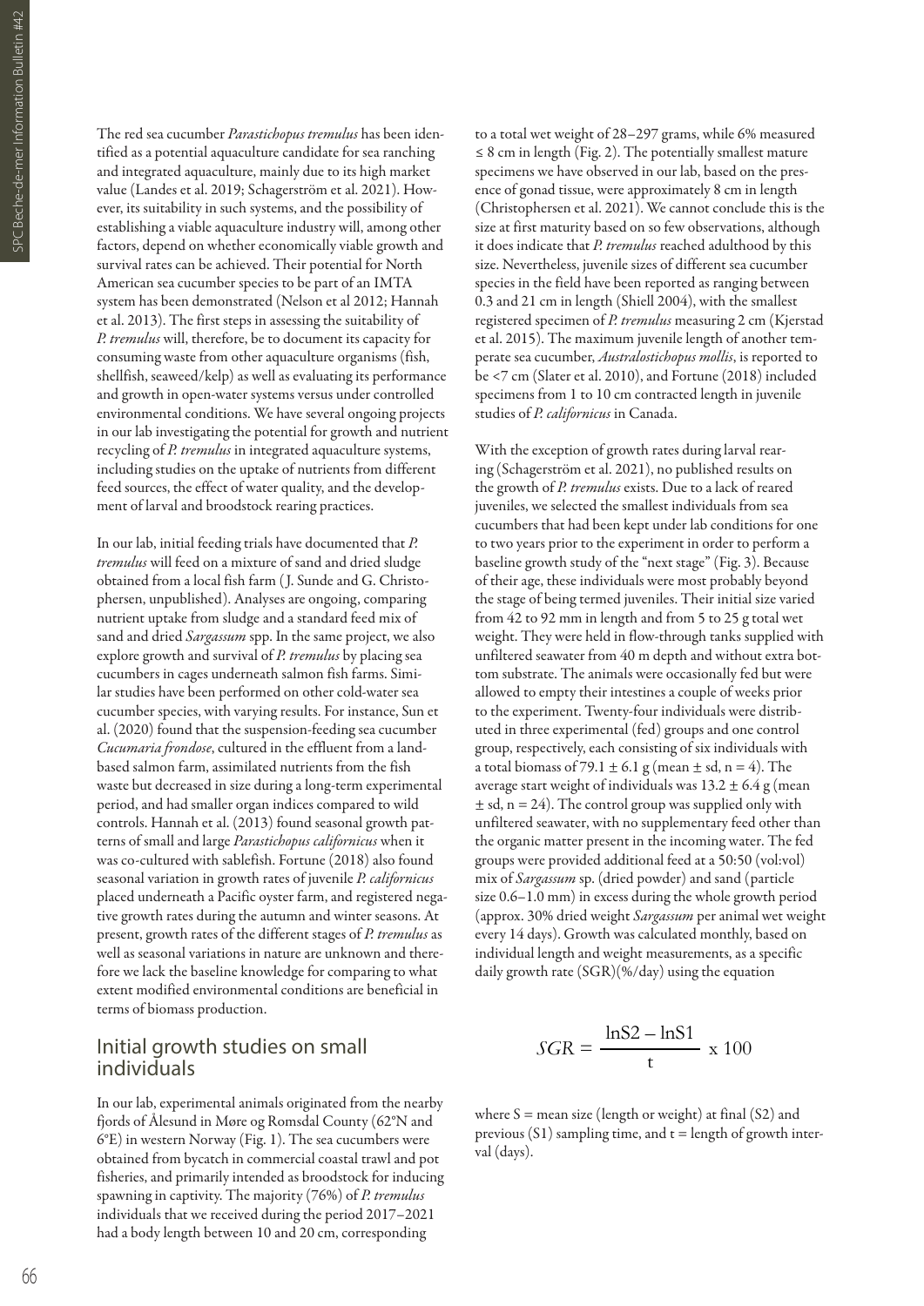The red sea cucumber *Parastichopus tremulus* has been identified as a potential aquaculture candidate for sea ranching and integrated aquaculture, mainly due to its high market value (Landes et al. 2019; Schagerström et al. 2021). However, its suitability in such systems, and the possibility of establishing a viable aquaculture industry will, among other factors, depend on whether economically viable growth and survival rates can be achieved. Their potential for North American sea cucumber species to be part of an IMTA system has been demonstrated (Nelson et al 2012; Hannah et al. 2013). The first steps in assessing the suitability of *P. tremulus* will, therefore, be to document its capacity for consuming waste from other aquaculture organisms (fish, shellfish, seaweed/kelp) as well as evaluating its performance and growth in open-water systems versus under controlled environmental conditions. We have several ongoing projects in our lab investigating the potential for growth and nutrient recycling of *P. tremulus* in integrated aquaculture systems, including studies on the uptake of nutrients from different feed sources, the effect of water quality, and the development of larval and broodstock rearing practices.

In our lab, initial feeding trials have documented that *P. tremulus* will feed on a mixture of sand and dried sludge obtained from a local fish farm (J. Sunde and G. Christophersen, unpublished). Analyses are ongoing, comparing nutrient uptake from sludge and a standard feed mix of sand and dried *Sargassum* spp. In the same project, we also explore growth and survival of *P. tremulus* by placing sea cucumbers in cages underneath salmon fish farms. Similar studies have been performed on other cold-water sea cucumber species, with varying results. For instance, Sun et al. (2020) found that the suspension-feeding sea cucumber *Cucumaria frondose*, cultured in the effluent from a land-based salmon farm, assimilated nutrients from the fish waste but decreased in size during a long-term experimental period, and had smaller organ indices compared to wild controls. Hannah et al. (2013) found seasonal growth patterns of small and large *Parastichopus californicus* when it was co-cultured with sablefish. Fortune (2018) also found seasonal variation in growth rates of juvenile *P. californicus* placed underneath a Pacific oyster farm, and registered negative growth rates during the autumn and winter seasons. At present, growth rates of the different stages of *P. tremulus* as well as seasonal variations in nature are unknown and therefore we lack the baseline knowledge for comparing to what extent modified environmental conditions are beneficial in terms of biomass production.

## Initial growth studies on small individuals

In our lab, experimental animals originated from the nearby fjords of Ålesund in Møre og Romsdal County (62°N and 6°E) in western Norway (Fig. 1). The sea cucumbers were obtained from bycatch in commercial coastal trawl and pot fisheries, and primarily intended as broodstock for inducing spawning in captivity. The majority (76%) of *P. tremulus* individuals that we received during the period 2017–2021 had a body length between 10 and 20 cm, corresponding to a total wet weight of 28–297 grams, while 6% measured ≤ 8 cm in length (Fig. 2). The potentially smallest mature specimens we have observed in our lab, based on the presence of gonad tissue, were approximately 8 cm in length (Christophersen et al. 2021). We cannot conclude this is the size at first maturity based on so few observations, although it does indicate that *P. tremulus* reached adulthood by this size. Nevertheless, juvenile sizes of different sea cucumber species in the field have been reported as ranging between 0.3 and 21 cm in length (Shiell 2004), with the smallest registered specimen of *P. tremulus* measuring 2 cm (Kjerstad et al. 2015). The maximum juvenile length of another temperate sea cucumber, *Australostichopus mollis*, is reported to be <7 cm (Slater et al. 2010), and Fortune (2018) included specimens from 1 to 10 cm contracted length in juvenile studies of *P. californicus* in Canada.

With the exception of growth rates during larval rearing (Schagerström et al. 2021), no published results on the growth of *P. tremulus* exists. Due to a lack of reared juveniles, we selected the smallest individuals from sea cucumbers that had been kept under lab conditions for one to two years prior to the experiment in order to perform a baseline growth study of the "next stage" (Fig. 3). Because of their age, these individuals were most probably beyond the stage of being termed juveniles. Their initial size varied from 42 to 92 mm in length and from 5 to 25 g total wet weight. They were held in flow-through tanks supplied with unfiltered seawater from 40 m depth and without extra bottom substrate. The animals were occasionally fed but were allowed to empty their intestines a couple of weeks prior to the experiment. Twenty-four individuals were distributed in three experimental (fed) groups and one control group, respectively, each consisting of six individuals with a total biomass of 79.1 ± 6.1 g (mean ± sd, n = 4). The average start weight of individuals was 13.2 ± 6.4 g (mean ± sd, n = 24). The control group was supplied only with unfiltered seawater, with no supplementary feed other than the organic matter present in the incoming water. The fed groups were provided additional feed at a 50:50 (vol:vol) mix of *Sargassum* sp. (dried powder) and sand (particle size 0.6–1.0 mm) in excess during the whole growth period (approx. 30% dried weight *Sargassum* per animal wet weight every 14 days). Growth was calculated monthly, based on individual length and weight measurements, as a specific daily growth rate (SGR)(%/day) using the equation

$$SGR = \frac{\ln S2 - \ln S1}{t} \times 100$$

where S = mean size (length or weight) at final (S2) and previous (S1) sampling time, and t = length of growth interval (days).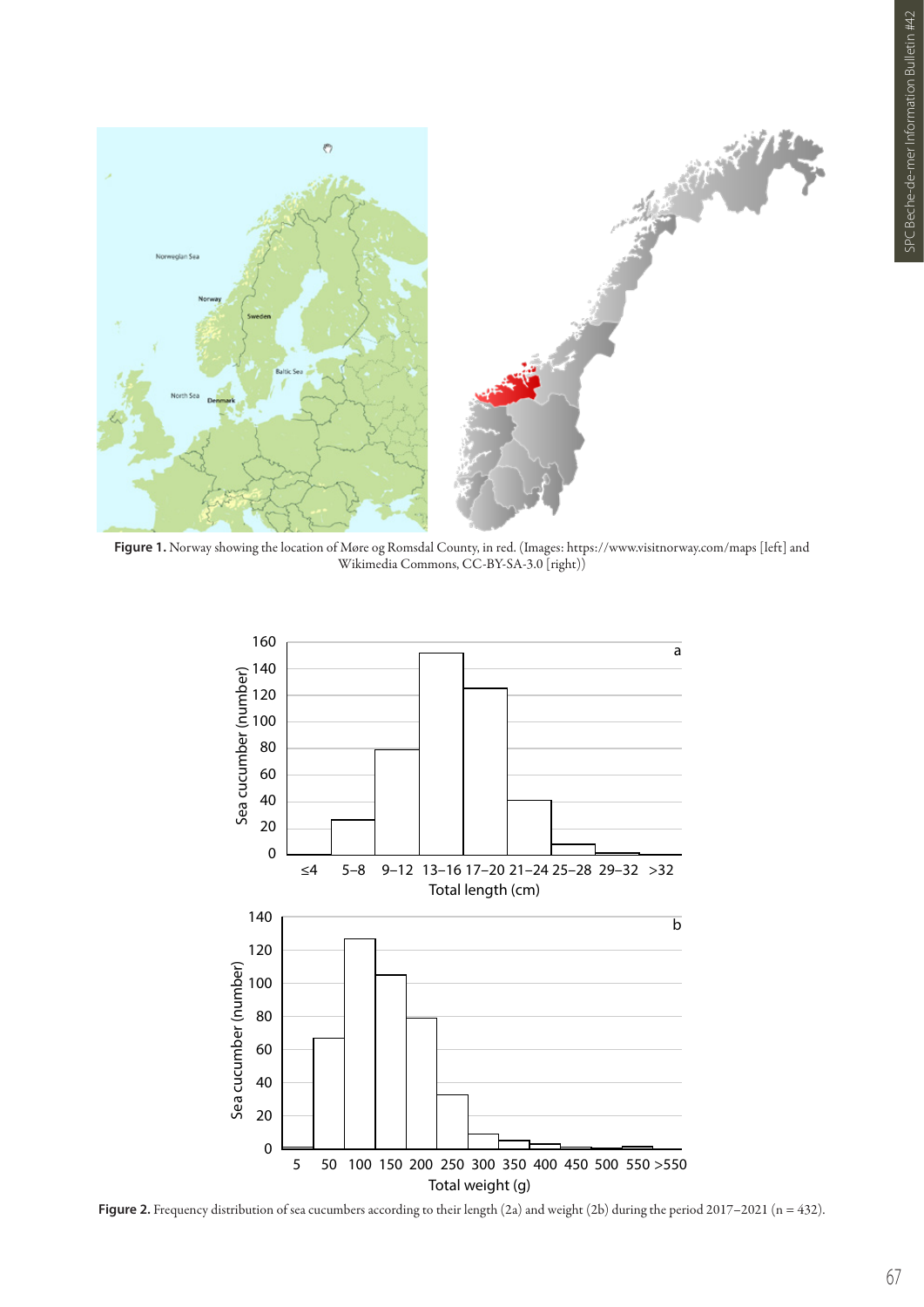**Figure 1.** Norway showing the location of Møre og Romsdal County, in red. (Images: https://www.visitnorway.com/maps [left] and Wikimedia Commons, CC-BY-SA-3.0 [right])

**Figure 2.** Frequency distribution of sea cucumbers according to their length (2a) and weight (2b) during the period 2017–2021 (n = 432).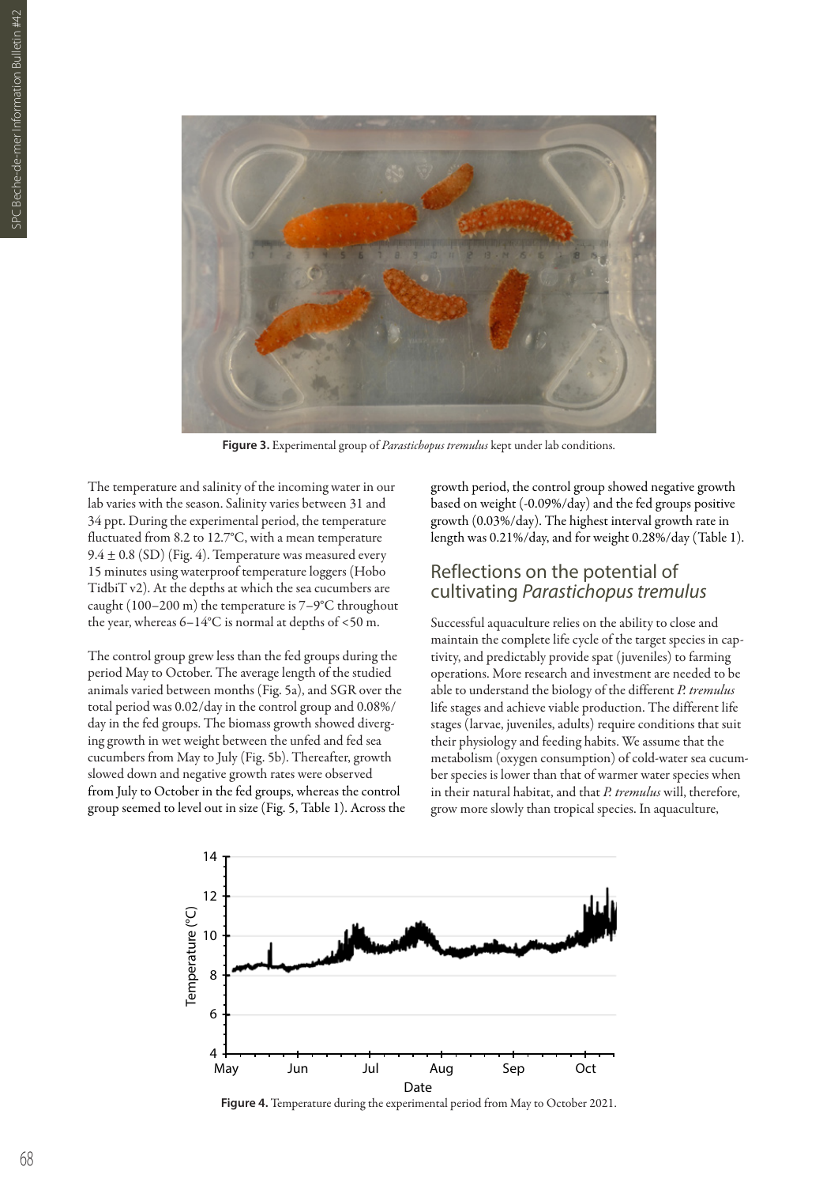Figure 3. Experimental group of *Parastichopus tremulus* kept under lab conditions.

The temperature and salinity of the incoming water in our lab varies with the season. Salinity varies between 31 and 34 ppt. During the experimental period, the temperature fluctuated from 8.2 to 12.7°C, with a mean temperature 9.4 ± 0.8 (SD) (Fig. 4). Temperature was measured every 15 minutes using waterproof temperature loggers (Hobo TidbiT v2). At the depths at which the sea cucumbers are caught (100–200 m) the temperature is 7–9°C throughout the year, whereas 6–14°C is normal at depths of <50 m.

The control group grew less than the fed groups during the period May to October. The average length of the studied animals varied between months (Fig. 5a), and SGR over the total period was 0.02/day in the control group and 0.08%/day in the fed groups. The biomass growth showed diverging growth in wet weight between the unfed and fed sea cucumbers from May to July (Fig. 5b). Thereafter, growth slowed down and negative growth rates were observed from July to October in the fed groups, whereas the control group seemed to level out in size (Fig. 5, Table 1). Across the growth period, the control group showed negative growth based on weight (-0.09%/day) and the fed groups positive growth (0.03%/day). The highest interval growth rate in length was 0.21%/day, and for weight 0.28%/day (Table 1).

## Reflections on the potential of cultivating *Parastichopus tremulus*

Successful aquaculture relies on the ability to close and maintain the complete life cycle of the target species in captivity, and predictably provide spat (juveniles) to farming operations. More research and investment are needed to be able to understand the biology of the different *P. tremulus* life stages and achieve viable production. The different life stages (larvae, juveniles, adults) require conditions that suit their physiology and feeding habits. We assume that the metabolism (oxygen consumption) of cold-water sea cucumber species is lower than that of warmer water species when in their natural habitat, and that *P. tremulus* will, therefore, grow more slowly than tropical species. In aquaculture,

Figure 4. Temperature during the experimental period from May to October 2021.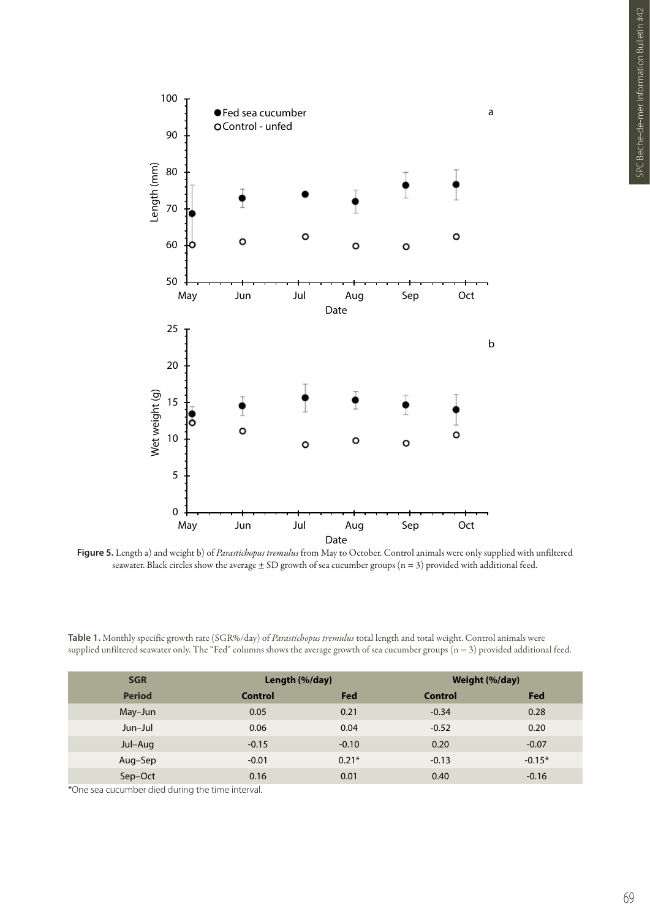**Figure 5.** Length a) and weight b) of *Parastichopus tremulus* from May to October. Control animals were only supplied with unfiltered seawater. Black circles show the average ± SD growth of sea cucumber groups (n = 3) provided with additional feed.

**Table 1.** Monthly specific growth rate (SGR%/day) of *Parastichopus tremulus* total length and total weight. Control animals were supplied unfiltered seawater only. The "Fed" columns shows the average growth of sea cucumber groups (n = 3) provided additional feed.

| SGR | Length (%/day) | | Weight (%/day) | |
|---|---|---|---|---|
| Period | Control | Fed | Control | Fed |
| May–Jun | 0.05 | 0.21 | -0.34 | 0.28 |
| Jun–Jul | 0.06 | 0.04 | -0.52 | 0.20 |
| Jul–Aug | -0.15 | -0.10 | 0.20 | -0.07 |
| Aug–Sep | -0.01 | 0.21* | -0.13 | -0.15* |
| Sep–Oct | 0.16 | 0.01 | 0.40 | -0.16 |

*One sea cucumber died during the time interval.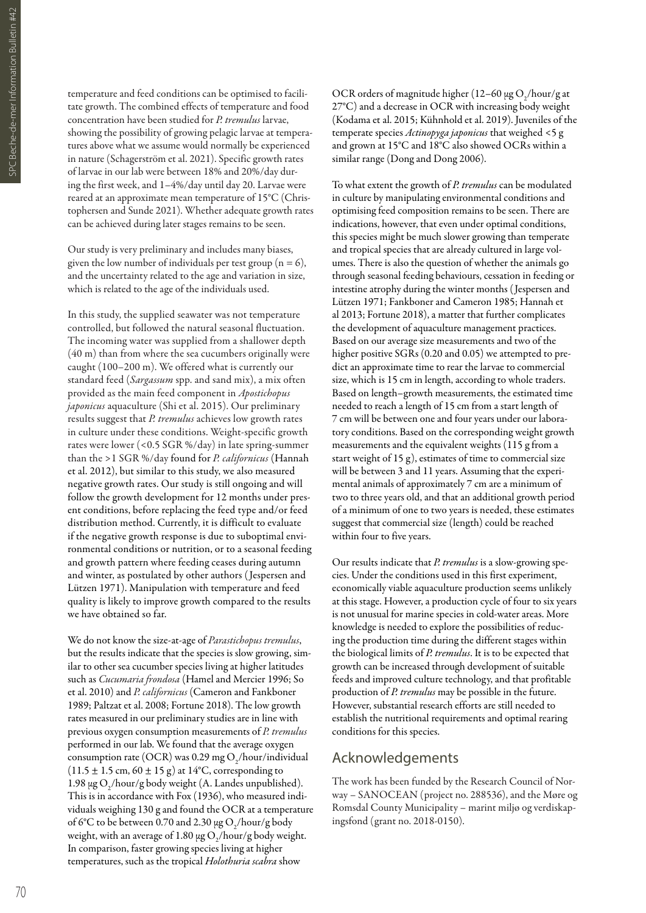temperature and feed conditions can be optimised to facilitate growth. The combined effects of temperature and food concentration have been studied for *P. tremulus* larvae, showing the possibility of growing pelagic larvae at temperatures above what we assume would normally be experienced in nature (Schagerström et al. 2021). Specific growth rates of larvae in our lab were between 18% and 20%/day during the first week, and 1–4%/day until day 20. Larvae were reared at an approximate mean temperature of 15°C (Christophersen and Sunde 2021). Whether adequate growth rates can be achieved during later stages remains to be seen.

Our study is very preliminary and includes many biases, given the low number of individuals per test group ($n = 6$), and the uncertainty related to the age and variation in size, which is related to the age of the individuals used.

In this study, the supplied seawater was not temperature controlled, but followed the natural seasonal fluctuation. The incoming water was supplied from a shallower depth (40 m) than from where the sea cucumbers originally were caught (100–200 m). We offered what is currently our standard feed (*Sargassum* spp. and sand mix), a mix often provided as the main feed component in *Apostichopus japonicus* aquaculture (Shi et al. 2015). Our preliminary results suggest that *P. tremulus* achieves low growth rates in culture under these conditions. Weight-specific growth rates were lower (<0.5 SGR %/day) in late spring-summer than the >1 SGR %/day found for *P. californicus* (Hannah et al. 2012), but similar to this study, we also measured negative growth rates. Our study is still ongoing and will follow the growth development for 12 months under present conditions, before replacing the feed type and/or feed distribution method. Currently, it is difficult to evaluate if the negative growth response is due to suboptimal environmental conditions or nutrition, or to a seasonal feeding and growth pattern where feeding ceases during autumn and winter, as postulated by other authors (Jespersen and Lützen 1971). Manipulation with temperature and feed quality is likely to improve growth compared to the results we have obtained so far.

We do not know the size-at-age of *Parastichopus tremulus*, but the results indicate that the species is slow growing, similar to other sea cucumber species living at higher latitudes such as *Cucumaria frondosa* (Hamel and Mercier 1996; So et al. 2010) and *P. californicus* (Cameron and Fankboner 1989; Paltzat et al. 2008; Fortune 2018). The low growth rates measured in our preliminary studies are in line with previous oxygen consumption measurements of *P. tremulus* performed in our lab. We found that the average oxygen consumption rate (OCR) was 0.29 mg $O_2$/hour/individual (11.5 ± 1.5 cm, 60 ± 15 g) at 14°C, corresponding to 1.98 µg $O_2$/hour/g body weight (A. Landes unpublished). This is in accordance with Fox (1936), who measured individuals weighing 130 g and found the OCR at a temperature of 6°C to be between 0.70 and 2.30 µg $O_2$/hour/g body weight, with an average of 1.80 µg $O_2$/hour/g body weight. In comparison, faster growing species living at higher temperatures, such as the tropical *Holothuria scabra* show OCR orders of magnitude higher (12–60 µg $O_2$/hour/g at 27°C) and a decrease in OCR with increasing body weight (Kodama et al. 2015; Kühnhold et al. 2019). Juveniles of the temperate species *Actinopyga japonicus* that weighed <5 g and grown at 15°C and 18°C also showed OCRs within a similar range (Dong and Dong 2006).

To what extent the growth of *P. tremulus* can be modulated in culture by manipulating environmental conditions and optimising feed composition remains to be seen. There are indications, however, that even under optimal conditions, this species might be much slower growing than temperate and tropical species that are already cultured in large volumes. There is also the question of whether the animals go through seasonal feeding behaviours, cessation in feeding or intestine atrophy during the winter months (Jespersen and Lützen 1971; Fankboner and Cameron 1985; Hannah et al 2013; Fortune 2018), a matter that further complicates the development of aquaculture management practices. Based on our average size measurements and two of the higher positive SGRs (0.20 and 0.05) we attempted to predict an approximate time to rear the larvae to commercial size, which is 15 cm in length, according to whole traders. Based on length–growth measurements, the estimated time needed to reach a length of 15 cm from a start length of 7 cm will be between one and four years under our laboratory conditions. Based on the corresponding weight growth measurements and the equivalent weights (115 g from a start weight of 15 g), estimates of time to commercial size will be between 3 and 11 years. Assuming that the experimental animals of approximately 7 cm are a minimum of two to three years old, and that an additional growth period of a minimum of one to two years is needed, these estimates suggest that commercial size (length) could be reached within four to five years.

Our results indicate that *P. tremulus* is a slow-growing species. Under the conditions used in this first experiment, economically viable aquaculture production seems unlikely at this stage. However, a production cycle of four to six years is not unusual for marine species in cold-water areas. More knowledge is needed to explore the possibilities of reducing the production time during the different stages within the biological limits of *P. tremulus*. It is to be expected that growth can be increased through development of suitable feeds and improved culture technology, and that profitable production of *P. tremulus* may be possible in the future. However, substantial research efforts are still needed to establish the nutritional requirements and optimal rearing conditions for this species.

## Acknowledgements

The work has been funded by the Research Council of Norway – SANOCEAN (project no. 288536), and the Møre og Romsdal County Municipality – marint miljø og verdiskapingsfond (grant no. 2018-0150).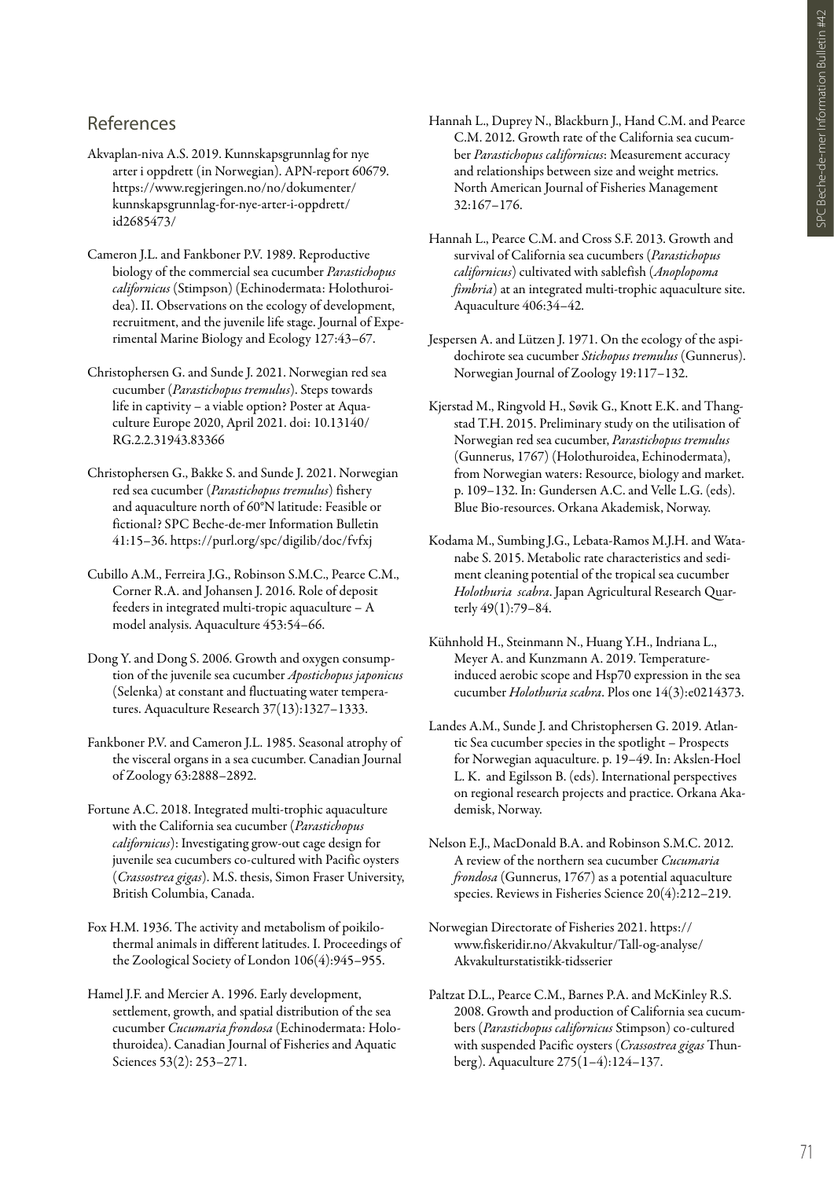## References

Akvaplan-niva A.S. 2019. Kunnskapsgrunnlag for nye arter i oppdrett (in Norwegian). APN-report 60679. https://www.regjeringen.no/no/dokumenter/kunnskapsgrunnlag-for-nye-arter-i-oppdrett/id2685473/

Cameron J.L. and Fankboner P.V. 1989. Reproductive biology of the commercial sea cucumber *Parastichopus californicus* (Stimpson) (Echinodermata: Holothuroidea). II. Observations on the ecology of development, recruitment, and the juvenile life stage. Journal of Experimental Marine Biology and Ecology 127:43–67.

Christophersen G. and Sunde J. 2021. Norwegian red sea cucumber (*Parastichopus tremulus*). Steps towards life in captivity – a viable option? Poster at Aquaculture Europe 2020, April 2021. doi: 10.13140/RG.2.2.31943.83366

Christophersen G., Bakke S. and Sunde J. 2021. Norwegian red sea cucumber (*Parastichopus tremulus*) fishery and aquaculture north of 60°N latitude: Feasible or fictional? SPC Beche-de-mer Information Bulletin 41:15–36. https://purl.org/spc/digilib/doc/fvfxj

Cubillo A.M., Ferreira J.G., Robinson S.M.C., Pearce C.M., Corner R.A. and Johansen J. 2016. Role of deposit feeders in integrated multi-tropic aquaculture – A model analysis. Aquaculture 453:54–66.

Dong Y. and Dong S. 2006. Growth and oxygen consumption of the juvenile sea cucumber *Apostichopus japonicus* (Selenka) at constant and fluctuating water temperatures. Aquaculture Research 37(13):1327–1333.

Fankboner P.V. and Cameron J.L. 1985. Seasonal atrophy of the visceral organs in a sea cucumber. Canadian Journal of Zoology 63:2888–2892.

Fortune A.C. 2018. Integrated multi-trophic aquaculture with the California sea cucumber (*Parastichopus californicus*): Investigating grow-out cage design for juvenile sea cucumbers co-cultured with Pacific oysters (*Crassostrea gigas*). M.S. thesis, Simon Fraser University, British Columbia, Canada.

Fox H.M. 1936. The activity and metabolism of poikilothermal animals in different latitudes. I. Proceedings of the Zoological Society of London 106(4):945–955.

Hamel J.F. and Mercier A. 1996. Early development, settlement, growth, and spatial distribution of the sea cucumber *Cucumaria frondosa* (Echinodermata: Holothuroidea). Canadian Journal of Fisheries and Aquatic Sciences 53(2): 253–271.

Hannah L., Duprey N., Blackburn J., Hand C.M. and Pearce C.M. 2012. Growth rate of the California sea cucumber *Parastichopus californicus*: Measurement accuracy and relationships between size and weight metrics. North American Journal of Fisheries Management 32:167–176.

Hannah L., Pearce C.M. and Cross S.F. 2013. Growth and survival of California sea cucumbers (*Parastichopus californicus*) cultivated with sablefish (*Anoplopoma fimbria*) at an integrated multi-trophic aquaculture site. Aquaculture 406:34–42.

Jespersen A. and Lützen J. 1971. On the ecology of the aspidochirote sea cucumber *Stichopus tremulus* (Gunnerus). Norwegian Journal of Zoology 19:117–132.

Kjerstad M., Ringvold H., Søvik G., Knott E.K. and Thangstad T.H. 2015. Preliminary study on the utilisation of Norwegian red sea cucumber, *Parastichopus tremulus* (Gunnerus, 1767) (Holothuroidea, Echinodermata), from Norwegian waters: Resource, biology and market. p. 109–132. In: Gundersen A.C. and Velle L.G. (eds). Blue Bio-resources. Orkana Akademisk, Norway.

Kodama M., Sumbing J.G., Lebata-Ramos M.J.H. and Watanabe S. 2015. Metabolic rate characteristics and sediment cleaning potential of the tropical sea cucumber *Holothuria scabra*. Japan Agricultural Research Quarterly 49(1):79–84.

Kühnhold H., Steinmann N., Huang Y.H., Indriana L., Meyer A. and Kunzmann A. 2019. Temperature-induced aerobic scope and Hsp70 expression in the sea cucumber *Holothuria scabra*. Plos one 14(3):e0214373.

Landes A.M., Sunde J. and Christophersen G. 2019. Atlantic Sea cucumber species in the spotlight – Prospects for Norwegian aquaculture. p. 19–49. In: Akslen-Hoel L. K. and Egilsson B. (eds). International perspectives on regional research projects and practice. Orkana Akademisk, Norway.

Nelson E.J., MacDonald B.A. and Robinson S.M.C. 2012. A review of the northern sea cucumber *Cucumaria frondosa* (Gunnerus, 1767) as a potential aquaculture species. Reviews in Fisheries Science 20(4):212–219.

Norwegian Directorate of Fisheries 2021. https://www.fiskeridir.no/Akvakultur/Tall-og-analyse/Akvakulturstatistikk-tidsserier

Paltzat D.L., Pearce C.M., Barnes P.A. and McKinley R.S. 2008. Growth and production of California sea cucumbers (*Parastichopus californicus* Stimpson) co-cultured with suspended Pacific oysters (*Crassostrea gigas* Thunberg). Aquaculture 275(1–4):124–137.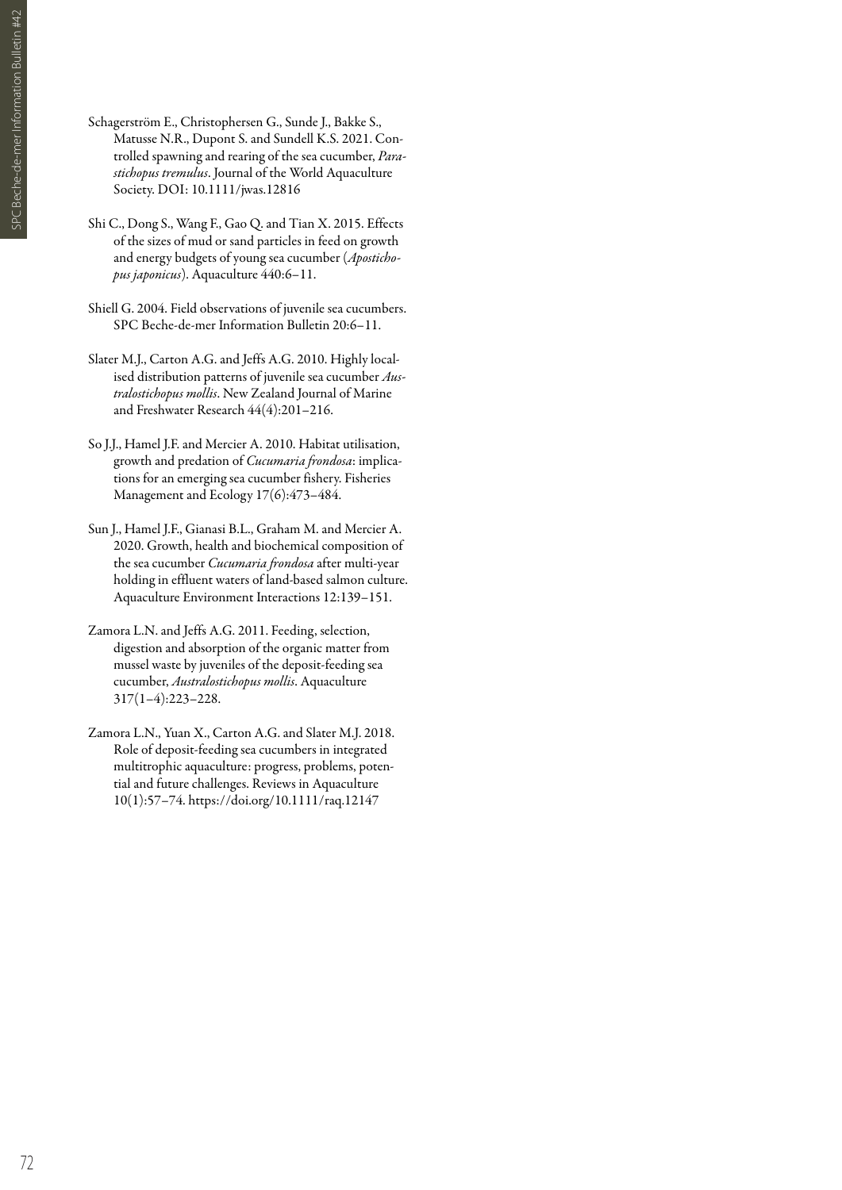Schagerström E., Christophersen G., Sunde J., Bakke S., Matusse N.R., Dupont S. and Sundell K.S. 2021. Controlled spawning and rearing of the sea cucumber, *Parastichopus tremulus*. Journal of the World Aquaculture Society. DOI: 10.1111/jwas.12816

Shi C., Dong S., Wang F., Gao Q. and Tian X. 2015. Effects of the sizes of mud or sand particles in feed on growth and energy budgets of young sea cucumber (*Apostichopus japonicus*). Aquaculture 440:6–11.

Shiell G. 2004. Field observations of juvenile sea cucumbers. SPC Beche-de-mer Information Bulletin 20:6–11.

Slater M.J., Carton A.G. and Jeffs A.G. 2010. Highly localised distribution patterns of juvenile sea cucumber *Australostichopus mollis*. New Zealand Journal of Marine and Freshwater Research 44(4):201–216.

So J.J., Hamel J.F. and Mercier A. 2010. Habitat utilisation, growth and predation of *Cucumaria frondosa*: implications for an emerging sea cucumber fishery. Fisheries Management and Ecology 17(6):473–484.

Sun J., Hamel J.F., Gianasi B.L., Graham M. and Mercier A. 2020. Growth, health and biochemical composition of the sea cucumber *Cucumaria frondosa* after multi-year holding in effluent waters of land-based salmon culture. Aquaculture Environment Interactions 12:139–151.

Zamora L.N. and Jeffs A.G. 2011. Feeding, selection, digestion and absorption of the organic matter from mussel waste by juveniles of the deposit-feeding sea cucumber, *Australostichopus mollis*. Aquaculture 317(1–4):223–228.

Zamora L.N., Yuan X., Carton A.G. and Slater M.J. 2018. Role of deposit-feeding sea cucumbers in integrated multitrophic aquaculture: progress, problems, potential and future challenges. Reviews in Aquaculture 10(1):57–74. https://doi.org/10.1111/raq.12147